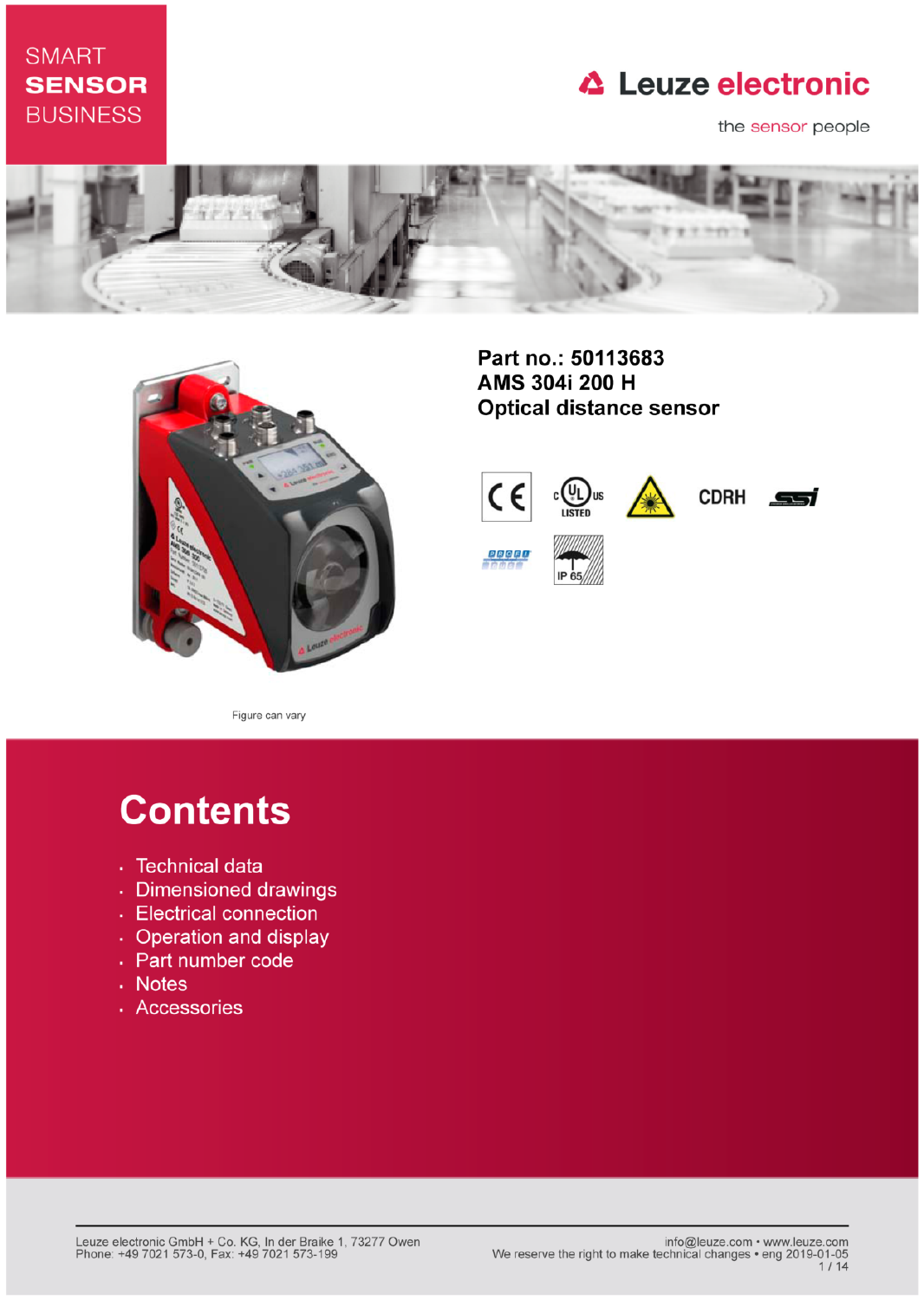SMART
**SENSOR**
BUSINESS

Leuze electronic

the sensor people

**Part no.: 50113683**
**AMS 304i 200 H**
**Optical distance sensor**

Figure can vary

# Contents

- Technical data
- Dimensioned drawings
- Electrical connection
- Operation and display
- Part number code
- Notes
- Accessories

Leuze electronic GmbH + Co. KG, In der Braike 1, 73277 Owen
Phone: +49 7021 573-0, Fax: +49 7021 573-199

info@leuze.com • www.leuze.com
We reserve the right to make technical changes • eng 2019-01-05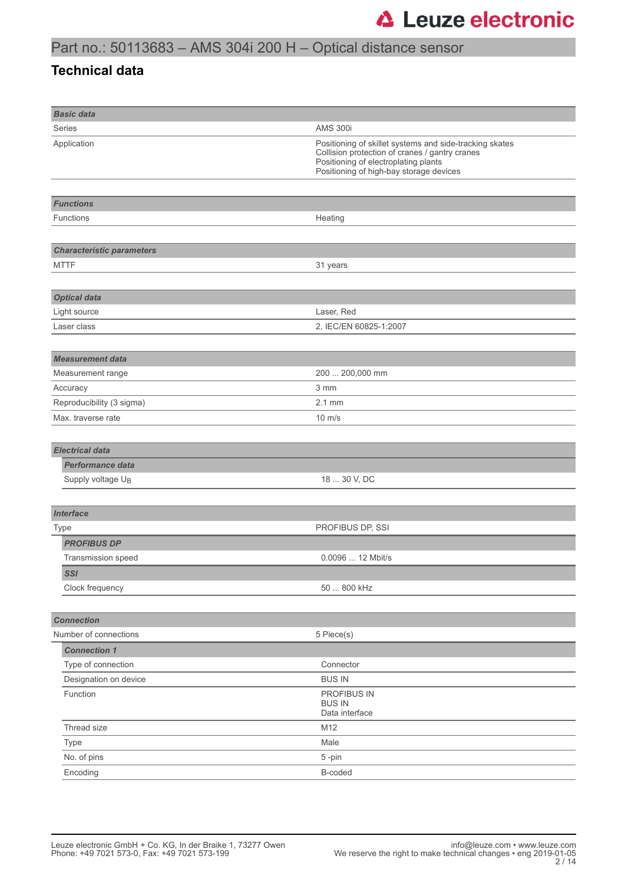# Part no.: 50113683 – AMS 304i 200 H – Optical distance sensor

## Technical data

| **Basic data** | |
|---|---|
| Series | AMS 300i |
| Application | Positioning of skillet systems and side-tracking skates<br>Collision protection of cranes / gantry cranes<br>Positioning of electroplating plants<br>Positioning of high-bay storage devices |

| **Functions** | |
|---|---|
| Functions | Heating |

| **Characteristic parameters** | |
|---|---|
| MTTF | 31 years |

| **Optical data** | |
|---|---|
| Light source | Laser, Red |
| Laser class | 2, IEC/EN 60825-1:2007 |

| **Measurement data** | |
|---|---|
| Measurement range | 200 ... 200,000 mm |
| Accuracy | 3 mm |
| Reproducibility (3 sigma) | 2.1 mm |
| Max. traverse rate | 10 m/s |

| **Electrical data** | |
|---|---|
| ***Performance data*** | |
| Supply voltage $U_B$ | 18 ... 30 V, DC |

| **Interface** | |
|---|---|
| Type | PROFIBUS DP, SSI |
| ***PROFIBUS DP*** | |
| Transmission speed | 0.0096 ... 12 Mbit/s |
| ***SSI*** | |
| Clock frequency | 50 ... 800 kHz |

| **Connection** | |
|---|---|
| Number of connections | 5 Piece(s) |
| ***Connection 1*** | |
| Type of connection | Connector |
| Designation on device | BUS IN |
| Function | PROFIBUS IN<br>BUS IN<br>Data interface |
| Thread size | M12 |
| Type | Male |
| No. of pins | 5 -pin |
| Encoding | B-coded |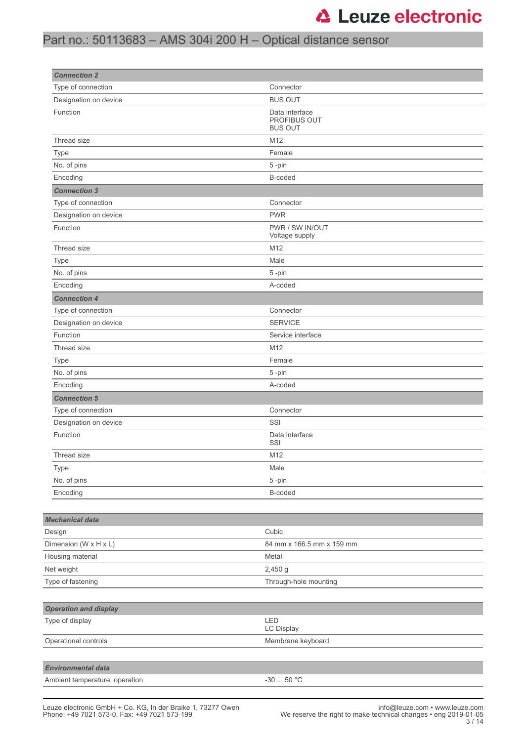# Part no.: 50113683 – AMS 304i 200 H – Optical distance sensor

| ***Connection 2*** | |
|---|---|
| Type of connection | Connector |
| Designation on device | BUS OUT |
| Function | Data interface<br>PROFIBUS OUT<br>BUS OUT |
| Thread size | M12 |
| Type | Female |
| No. of pins | 5 -pin |
| Encoding | B-coded |
| ***Connection 3*** | |
| Type of connection | Connector |
| Designation on device | PWR |
| Function | PWR / SW IN/OUT<br>Voltage supply |
| Thread size | M12 |
| Type | Male |
| No. of pins | 5 -pin |
| Encoding | A-coded |
| ***Connection 4*** | |
| Type of connection | Connector |
| Designation on device | SERVICE |
| Function | Service interface |
| Thread size | M12 |
| Type | Female |
| No. of pins | 5 -pin |
| Encoding | A-coded |
| ***Connection 5*** | |
| Type of connection | Connector |
| Designation on device | SSI |
| Function | Data interface<br>SSI |
| Thread size | M12 |
| Type | Male |
| No. of pins | 5 -pin |
| Encoding | B-coded |

| ***Mechanical data*** | |
|---|---|
| Design | Cubic |
| Dimension (W x H x L) | 84 mm x 166.5 mm x 159 mm |
| Housing material | Metal |
| Net weight | 2,450 g |
| Type of fastening | Through-hole mounting |

| ***Operation and display*** | |
|---|---|
| Type of display | LED<br>LC Display |
| Operational controls | Membrane keyboard |

| ***Environmental data*** | |
|---|---|
| Ambient temperature, operation | -30 ... 50 °C |

Leuze electronic GmbH + Co. KG, In der Braike 1, 73277 Owen
Phone: +49 7021 573-0, Fax: +49 7021 573-199

info@leuze.com • www.leuze.com
We reserve the right to make technical changes • eng 2019-01-05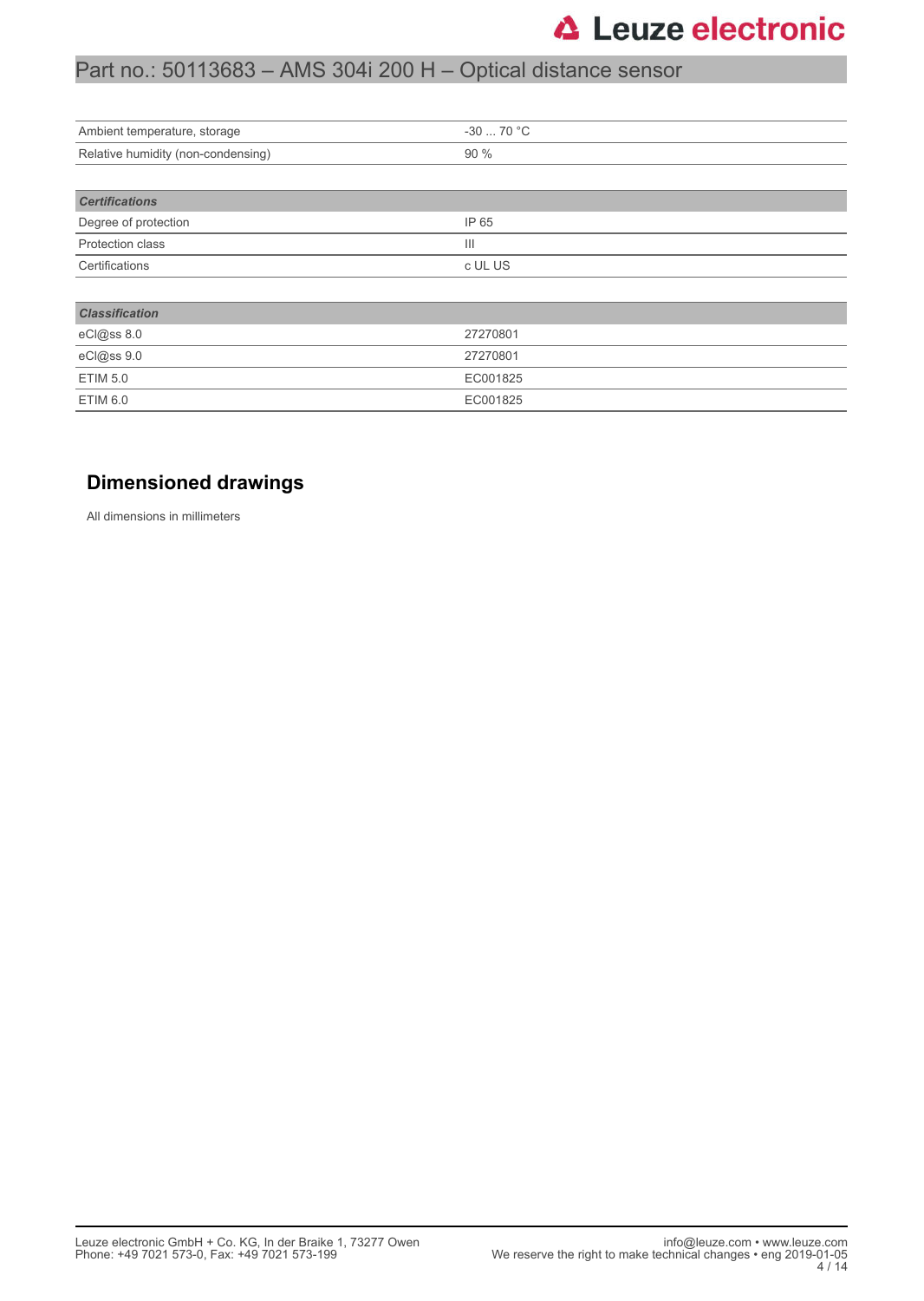| | |
|---|---|
| Ambient temperature, storage | -30 ... 70 °C |
| Relative humidity (non-condensing) | 90 % |

| ***Certifications*** | |
|---|---|
| Degree of protection | IP 65 |
| Protection class | III |
| Certifications | c UL US |

| ***Classification*** | |
|---|---|
| eCl@ss 8.0 | 27270801 |
| eCl@ss 9.0 | 27270801 |
| ETIM 5.0 | EC001825 |
| ETIM 6.0 | EC001825 |

## Dimensioned drawings

All dimensions in millimeters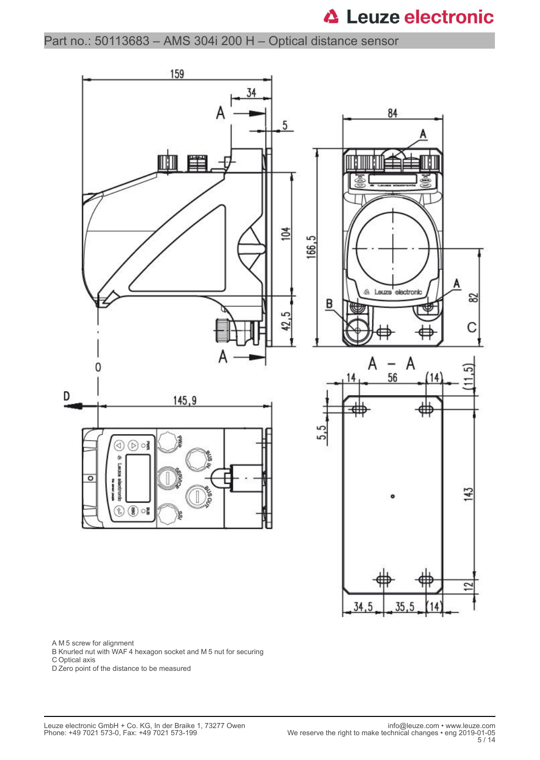A M 5 screw for alignment
B Knurled nut with WAF 4 hexagon socket and M 5 nut for securing
C Optical axis
D Zero point of the distance to be measured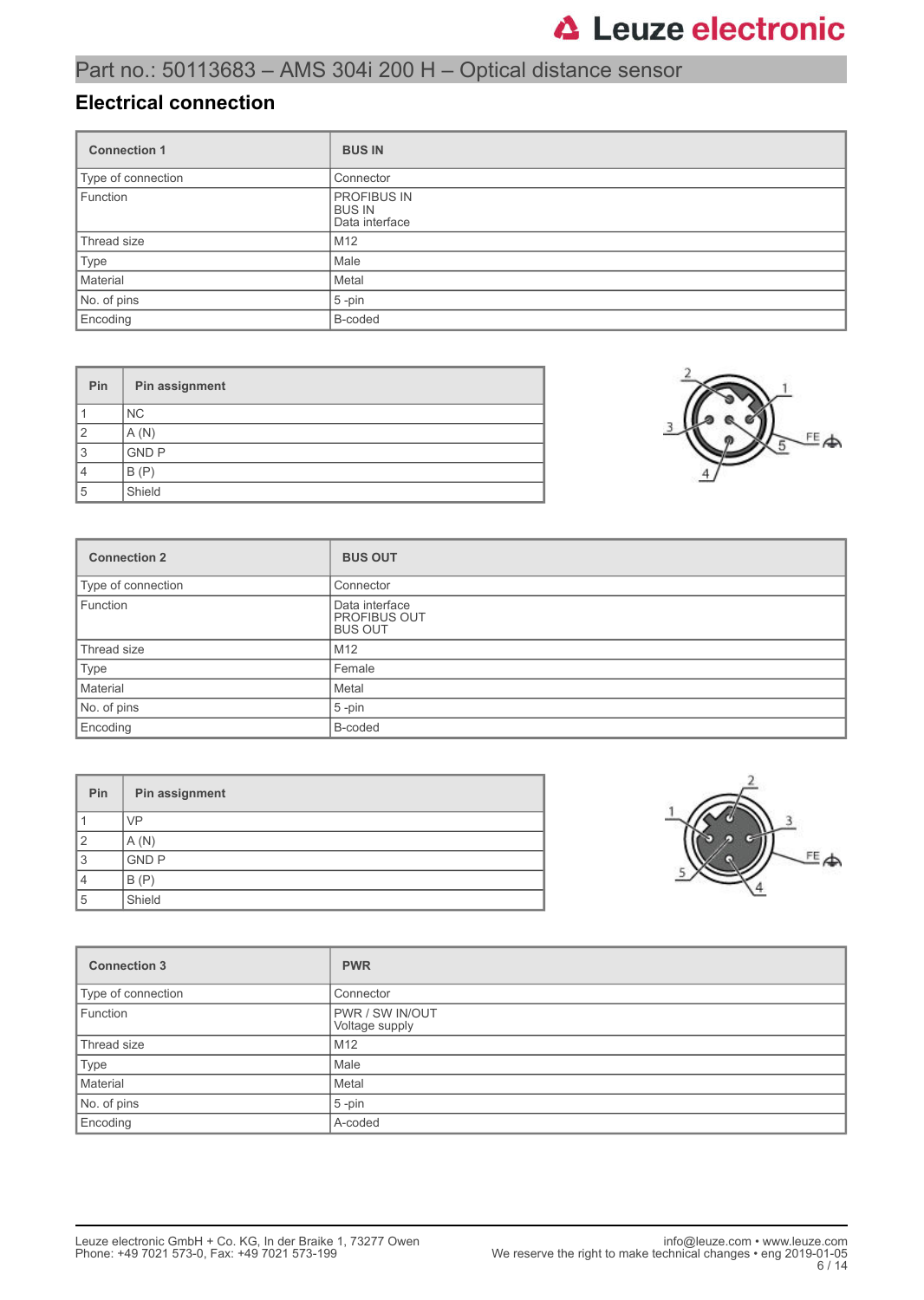## Part no.: 50113683 – AMS 304i 200 H – Optical distance sensor

### Electrical connection

| Connection 1 | BUS IN |
|---|---|
| Type of connection | Connector |
| Function | PROFIBUS IN<br>BUS IN<br>Data interface |
| Thread size | M12 |
| Type | Male |
| Material | Metal |
| No. of pins | 5 -pin |
| Encoding | B-coded |

| Pin | Pin assignment |
|---|---|
| 1 | NC |
| 2 | A (N) |
| 3 | GND P |
| 4 | B (P) |
| 5 | Shield |

| Connection 2 | BUS OUT |
|---|---|
| Type of connection | Connector |
| Function | Data interface<br>PROFIBUS OUT<br>BUS OUT |
| Thread size | M12 |
| Type | Female |
| Material | Metal |
| No. of pins | 5 -pin |
| Encoding | B-coded |

| Pin | Pin assignment |
|---|---|
| 1 | VP |
| 2 | A (N) |
| 3 | GND P |
| 4 | B (P) |
| 5 | Shield |

| Connection 3 | PWR |
|---|---|
| Type of connection | Connector |
| Function | PWR / SW IN/OUT<br>Voltage supply |
| Thread size | M12 |
| Type | Male |
| Material | Metal |
| No. of pins | 5 -pin |
| Encoding | A-coded |

Leuze electronic GmbH + Co. KG, In der Braike 1, 73277 Owen
Phone: +49 7021 573-0, Fax: +49 7021 573-199

info@leuze.com • www.leuze.com
We reserve the right to make technical changes • eng 2019-01-05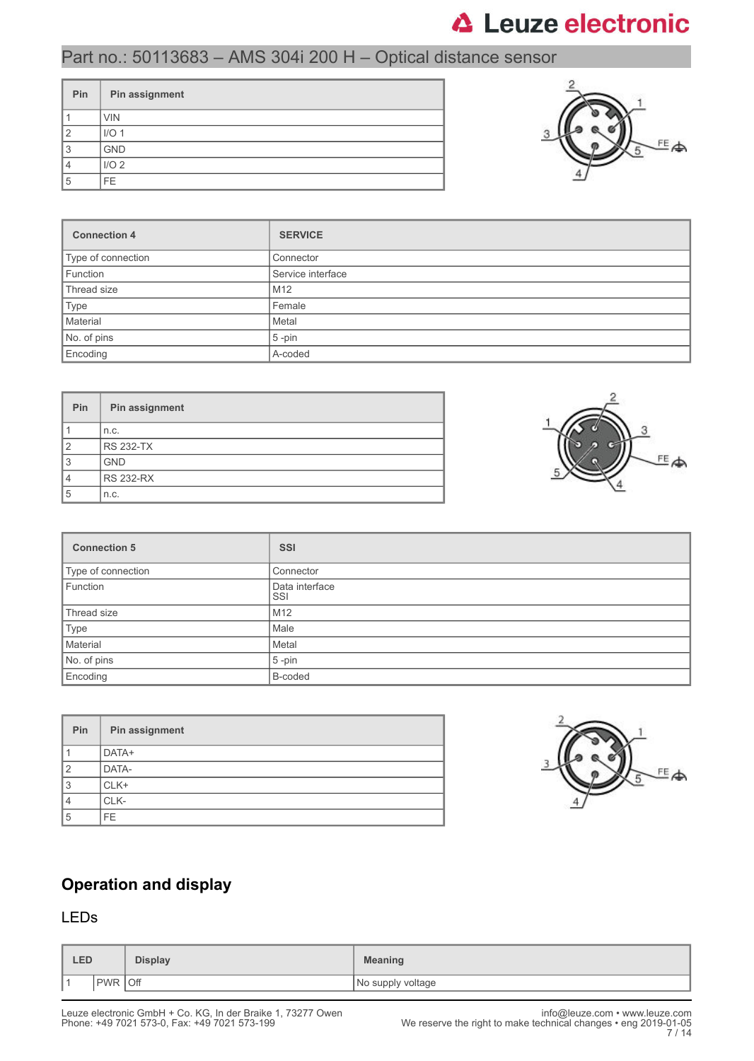| Pin | Pin assignment |
|---|---|
| 1 | VIN |
| 2 | I/O 1 |
| 3 | GND |
| 4 | I/O 2 |
| 5 | FE |

| Connection 4 | SERVICE |
|---|---|
| Type of connection | Connector |
| Function | Service interface |
| Thread size | M12 |
| Type | Female |
| Material | Metal |
| No. of pins | 5 -pin |
| Encoding | A-coded |

| Pin | Pin assignment |
|---|---|
| 1 | n.c. |
| 2 | RS 232-TX |
| 3 | GND |
| 4 | RS 232-RX |
| 5 | n.c. |

| Connection 5 | SSI |
|---|---|
| Type of connection | Connector |
| Function | Data interface SSI |
| Thread size | M12 |
| Type | Male |
| Material | Metal |
| No. of pins | 5 -pin |
| Encoding | B-coded |

| Pin | Pin assignment |
|---|---|
| 1 | DATA+ |
| 2 | DATA- |
| 3 | CLK+ |
| 4 | CLK- |
| 5 | FE |

## Operation and display

### LEDs

| LED | | Display | Meaning |
|---|---|---|---|
| 1 | PWR | Off | No supply voltage |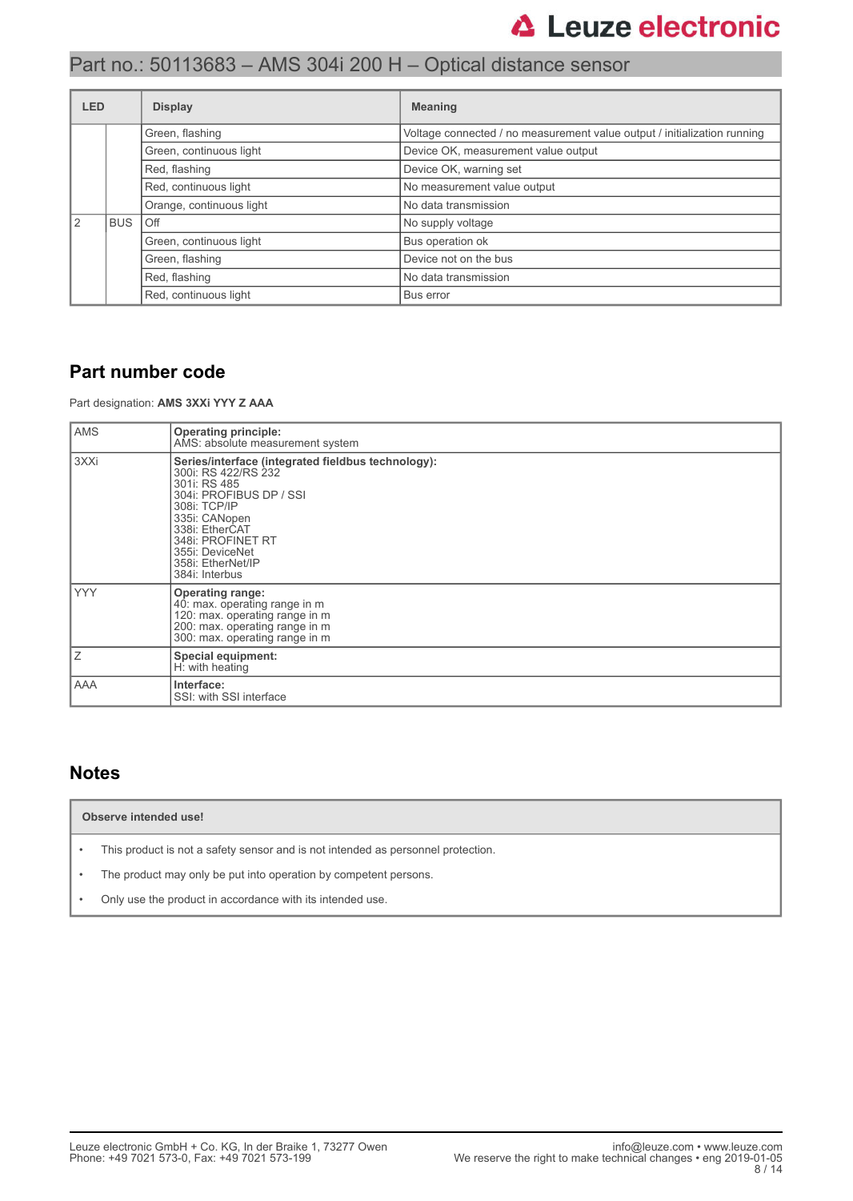| LED | | Display | Meaning |
|---|---|---|---|
| | | Green, flashing | Voltage connected / no measurement value output / initialization running |
| | | Green, continuous light | Device OK, measurement value output |
| | | Red, flashing | Device OK, warning set |
| | | Red, continuous light | No measurement value output |
| | | Orange, continuous light | No data transmission |
| 2 | BUS | Off | No supply voltage |
| | | Green, continuous light | Bus operation ok |
| | | Green, flashing | Device not on the bus |
| | | Red, flashing | No data transmission |
| | | Red, continuous light | Bus error |

## Part number code

Part designation: **AMS 3XXi YYY Z AAA**

| | |
|---|---|
| AMS | **Operating principle:**<br>AMS: absolute measurement system |
| 3XXi | **Series/interface (integrated fieldbus technology):**<br>300i: RS 422/RS 232<br>301i: RS 485<br>304i: PROFIBUS DP / SSI<br>308i: TCP/IP<br>335i: CANopen<br>338i: EtherCAT<br>348i: PROFINET RT<br>355i: DeviceNet<br>358i: EtherNet/IP<br>384i: Interbus |
| YYY | **Operating range:**<br>40: max. operating range in m<br>120: max. operating range in m<br>200: max. operating range in m<br>300: max. operating range in m |
| Z | **Special equipment:**<br>H: with heating |
| AAA | **Interface:**<br>SSI: with SSI interface |

## Notes

**Observe intended use!**

- This product is not a safety sensor and is not intended as personnel protection.
- The product may only be put into operation by competent persons.
- Only use the product in accordance with its intended use.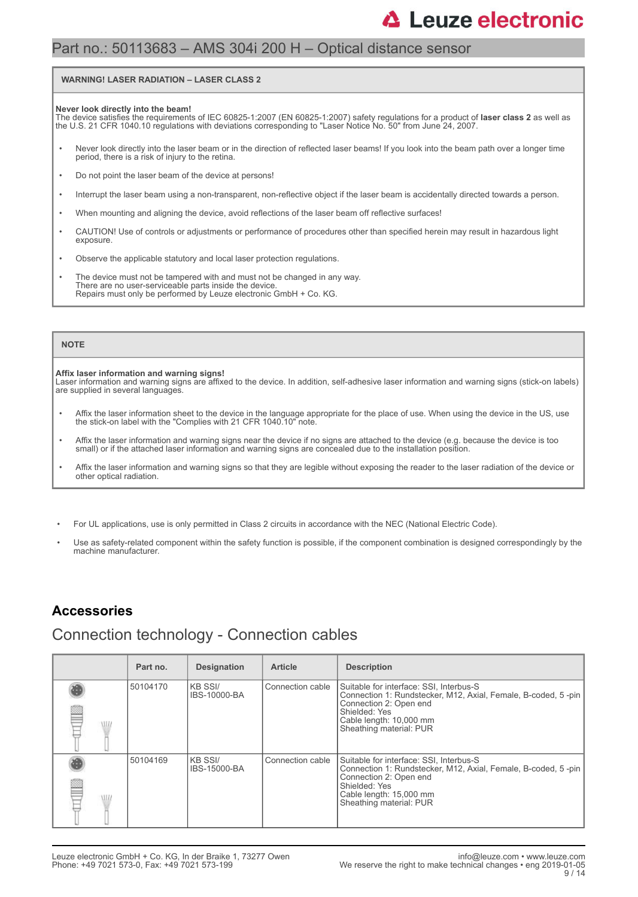**WARNING! LASER RADIATION – LASER CLASS 2**

**Never look directly into the beam!**
The device satisfies the requirements of IEC 60825-1:2007 (EN 60825-1:2007) safety regulations for a product of **laser class 2** as well as the U.S. 21 CFR 1040.10 regulations with deviations corresponding to "Laser Notice No. 50" from June 24, 2007.

- Never look directly into the laser beam or in the direction of reflected laser beams! If you look into the beam path over a longer time period, there is a risk of injury to the retina.
- Do not point the laser beam of the device at persons!
- Interrupt the laser beam using a non-transparent, non-reflective object if the laser beam is accidentally directed towards a person.
- When mounting and aligning the device, avoid reflections of the laser beam off reflective surfaces!
- CAUTION! Use of controls or adjustments or performance of procedures other than specified herein may result in hazardous light exposure.
- Observe the applicable statutory and local laser protection regulations.
- The device must not be tampered with and must not be changed in any way.
  There are no user-serviceable parts inside the device.
  Repairs must only be performed by Leuze electronic GmbH + Co. KG.

**NOTE**

**Affix laser information and warning signs!**
Laser information and warning signs are affixed to the device. In addition, self-adhesive laser information and warning signs (stick-on labels) are supplied in several languages.

- Affix the laser information sheet to the device in the language appropriate for the place of use. When using the device in the US, use the stick-on label with the "Complies with 21 CFR 1040.10" note.
- Affix the laser information and warning signs near the device if no signs are attached to the device (e.g. because the device is too small) or if the attached laser information and warning signs are concealed due to the installation position.
- Affix the laser information and warning signs so that they are legible without exposing the reader to the laser radiation of the device or other optical radiation.

- For UL applications, use is only permitted in Class 2 circuits in accordance with the NEC (National Electric Code).
- Use as safety-related component within the safety function is possible, if the component combination is designed correspondingly by the machine manufacturer.

## Accessories

### Connection technology - Connection cables

| | Part no. | Designation | Article | Description |
|---|---|---|---|---|
| | 50104170 | KB SSI/ IBS-10000-BA | Connection cable | Suitable for interface: SSI, Interbus-S<br>Connection 1: Rundstecker, M12, Axial, Female, B-coded, 5 -pin<br>Connection 2: Open end<br>Shielded: Yes<br>Cable length: 10,000 mm<br>Sheathing material: PUR |
| | 50104169 | KB SSI/ IBS-15000-BA | Connection cable | Suitable for interface: SSI, Interbus-S<br>Connection 1: Rundstecker, M12, Axial, Female, B-coded, 5 -pin<br>Connection 2: Open end<br>Shielded: Yes<br>Cable length: 15,000 mm<br>Sheathing material: PUR |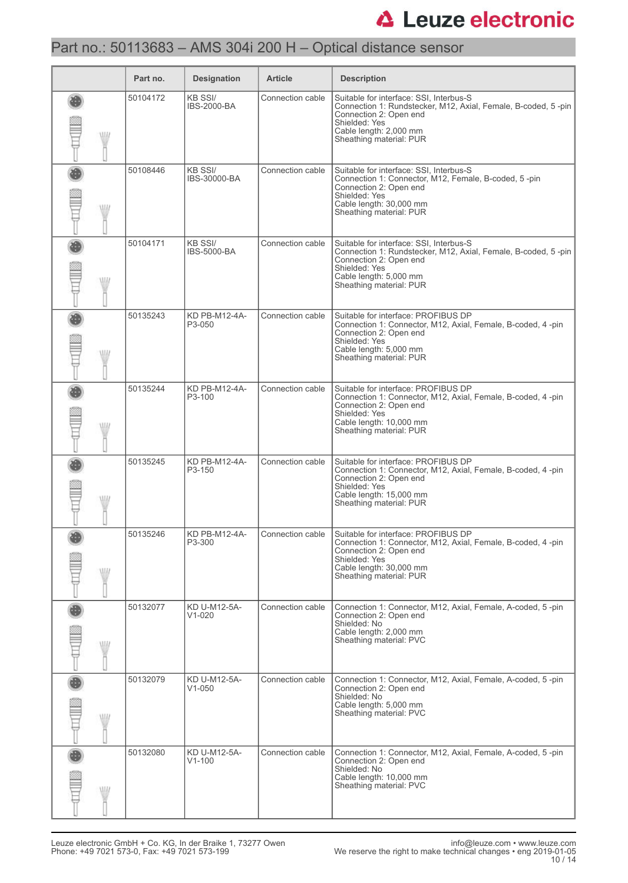# Part no.: 50113683 – AMS 304i 200 H – Optical distance sensor

| | Part no. | Designation | Article | Description |
|---|---|---|---|---|
| | 50104172 | KB SSI/ IBS-2000-BA | Connection cable | Suitable for interface: SSI, Interbus-S<br>Connection 1: Rundstecker, M12, Axial, Female, B-coded, 5 -pin<br>Connection 2: Open end<br>Shielded: Yes<br>Cable length: 2,000 mm<br>Sheathing material: PUR |
| | 50108446 | KB SSI/ IBS-30000-BA | Connection cable | Suitable for interface: SSI, Interbus-S<br>Connection 1: Connector, M12, Female, B-coded, 5 -pin<br>Connection 2: Open end<br>Shielded: Yes<br>Cable length: 30,000 mm<br>Sheathing material: PUR |
| | 50104171 | KB SSI/ IBS-5000-BA | Connection cable | Suitable for interface: SSI, Interbus-S<br>Connection 1: Rundstecker, M12, Axial, Female, B-coded, 5 -pin<br>Connection 2: Open end<br>Shielded: Yes<br>Cable length: 5,000 mm<br>Sheathing material: PUR |
| | 50135243 | KD PB-M12-4A-P3-050 | Connection cable | Suitable for interface: PROFIBUS DP<br>Connection 1: Connector, M12, Axial, Female, B-coded, 4 -pin<br>Connection 2: Open end<br>Shielded: Yes<br>Cable length: 5,000 mm<br>Sheathing material: PUR |
| | 50135244 | KD PB-M12-4A-P3-100 | Connection cable | Suitable for interface: PROFIBUS DP<br>Connection 1: Connector, M12, Axial, Female, B-coded, 4 -pin<br>Connection 2: Open end<br>Shielded: Yes<br>Cable length: 10,000 mm<br>Sheathing material: PUR |
| | 50135245 | KD PB-M12-4A-P3-150 | Connection cable | Suitable for interface: PROFIBUS DP<br>Connection 1: Connector, M12, Axial, Female, B-coded, 4 -pin<br>Connection 2: Open end<br>Shielded: Yes<br>Cable length: 15,000 mm<br>Sheathing material: PUR |
| | 50135246 | KD PB-M12-4A-P3-300 | Connection cable | Suitable for interface: PROFIBUS DP<br>Connection 1: Connector, M12, Axial, Female, B-coded, 4 -pin<br>Connection 2: Open end<br>Shielded: Yes<br>Cable length: 30,000 mm<br>Sheathing material: PUR |
| | 50132077 | KD U-M12-5A-V1-020 | Connection cable | Connection 1: Connector, M12, Axial, Female, A-coded, 5 -pin<br>Connection 2: Open end<br>Shielded: No<br>Cable length: 2,000 mm<br>Sheathing material: PVC |
| | 50132079 | KD U-M12-5A-V1-050 | Connection cable | Connection 1: Connector, M12, Axial, Female, A-coded, 5 -pin<br>Connection 2: Open end<br>Shielded: No<br>Cable length: 5,000 mm<br>Sheathing material: PVC |
| | 50132080 | KD U-M12-5A-V1-100 | Connection cable | Connection 1: Connector, M12, Axial, Female, A-coded, 5 -pin<br>Connection 2: Open end<br>Shielded: No<br>Cable length: 10,000 mm<br>Sheathing material: PVC |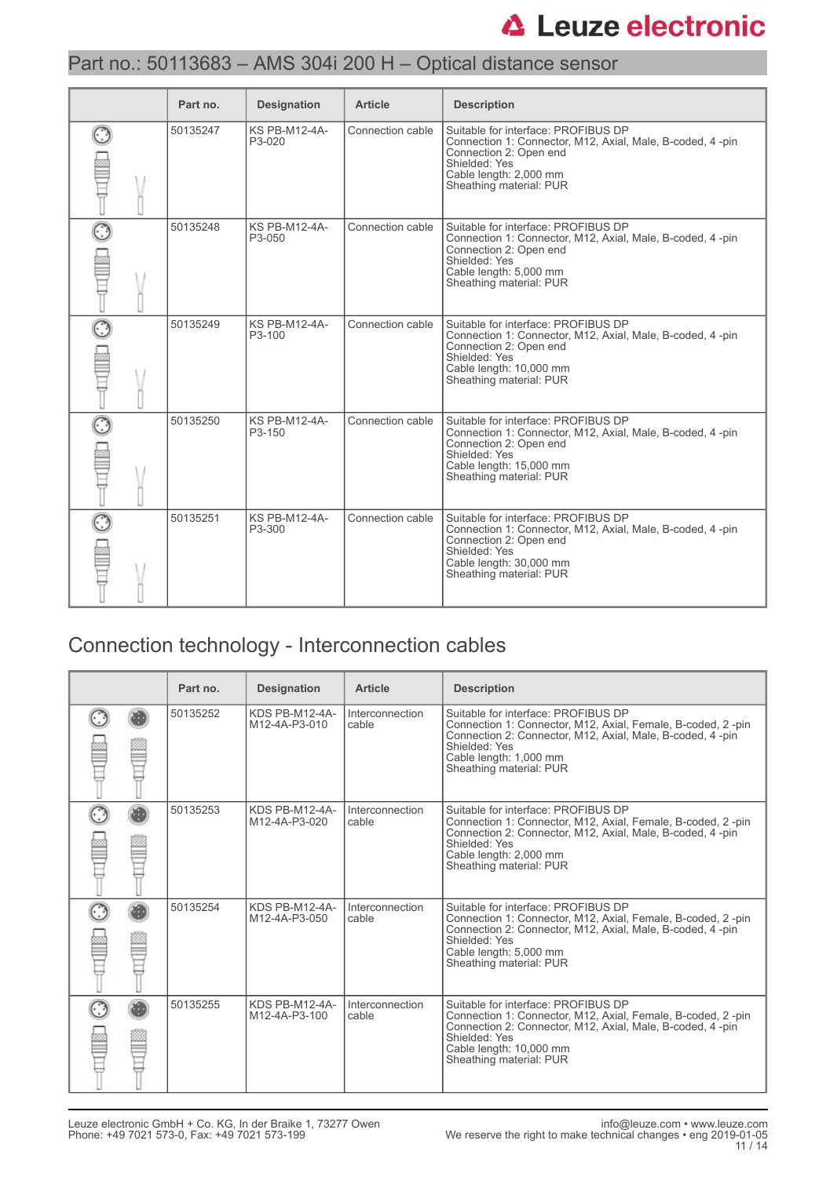# Part no.: 50113683 – AMS 304i 200 H – Optical distance sensor

| | Part no. | Designation | Article | Description |
|---|---|---|---|---|
| | 50135247 | KS PB-M12-4A-P3-020 | Connection cable | Suitable for interface: PROFIBUS DP<br>Connection 1: Connector, M12, Axial, Male, B-coded, 4 -pin<br>Connection 2: Open end<br>Shielded: Yes<br>Cable length: 2,000 mm<br>Sheathing material: PUR |
| | 50135248 | KS PB-M12-4A-P3-050 | Connection cable | Suitable for interface: PROFIBUS DP<br>Connection 1: Connector, M12, Axial, Male, B-coded, 4 -pin<br>Connection 2: Open end<br>Shielded: Yes<br>Cable length: 5,000 mm<br>Sheathing material: PUR |
| | 50135249 | KS PB-M12-4A-P3-100 | Connection cable | Suitable for interface: PROFIBUS DP<br>Connection 1: Connector, M12, Axial, Male, B-coded, 4 -pin<br>Connection 2: Open end<br>Shielded: Yes<br>Cable length: 10,000 mm<br>Sheathing material: PUR |
| | 50135250 | KS PB-M12-4A-P3-150 | Connection cable | Suitable for interface: PROFIBUS DP<br>Connection 1: Connector, M12, Axial, Male, B-coded, 4 -pin<br>Connection 2: Open end<br>Shielded: Yes<br>Cable length: 15,000 mm<br>Sheathing material: PUR |
| | 50135251 | KS PB-M12-4A-P3-300 | Connection cable | Suitable for interface: PROFIBUS DP<br>Connection 1: Connector, M12, Axial, Male, B-coded, 4 -pin<br>Connection 2: Open end<br>Shielded: Yes<br>Cable length: 30,000 mm<br>Sheathing material: PUR |

## Connection technology - Interconnection cables

| | Part no. | Designation | Article | Description |
|---|---|---|---|---|
| | 50135252 | KDS PB-M12-4A-M12-4A-P3-010 | Interconnection cable | Suitable for interface: PROFIBUS DP<br>Connection 1: Connector, M12, Axial, Female, B-coded, 2 -pin<br>Connection 2: Connector, M12, Axial, Male, B-coded, 4 -pin<br>Shielded: Yes<br>Cable length: 1,000 mm<br>Sheathing material: PUR |
| | 50135253 | KDS PB-M12-4A-M12-4A-P3-020 | Interconnection cable | Suitable for interface: PROFIBUS DP<br>Connection 1: Connector, M12, Axial, Female, B-coded, 2 -pin<br>Connection 2: Connector, M12, Axial, Male, B-coded, 4 -pin<br>Shielded: Yes<br>Cable length: 2,000 mm<br>Sheathing material: PUR |
| | 50135254 | KDS PB-M12-4A-M12-4A-P3-050 | Interconnection cable | Suitable for interface: PROFIBUS DP<br>Connection 1: Connector, M12, Axial, Female, B-coded, 2 -pin<br>Connection 2: Connector, M12, Axial, Male, B-coded, 4 -pin<br>Shielded: Yes<br>Cable length: 5,000 mm<br>Sheathing material: PUR |
| | 50135255 | KDS PB-M12-4A-M12-4A-P3-100 | Interconnection cable | Suitable for interface: PROFIBUS DP<br>Connection 1: Connector, M12, Axial, Female, B-coded, 2 -pin<br>Connection 2: Connector, M12, Axial, Male, B-coded, 4 -pin<br>Shielded: Yes<br>Cable length: 10,000 mm<br>Sheathing material: PUR |

Leuze electronic GmbH + Co. KG, In der Braike 1, 73277 Owen
Phone: +49 7021 573-0, Fax: +49 7021 573-199

info@leuze.com • www.leuze.com
We reserve the right to make technical changes • eng 2019-01-05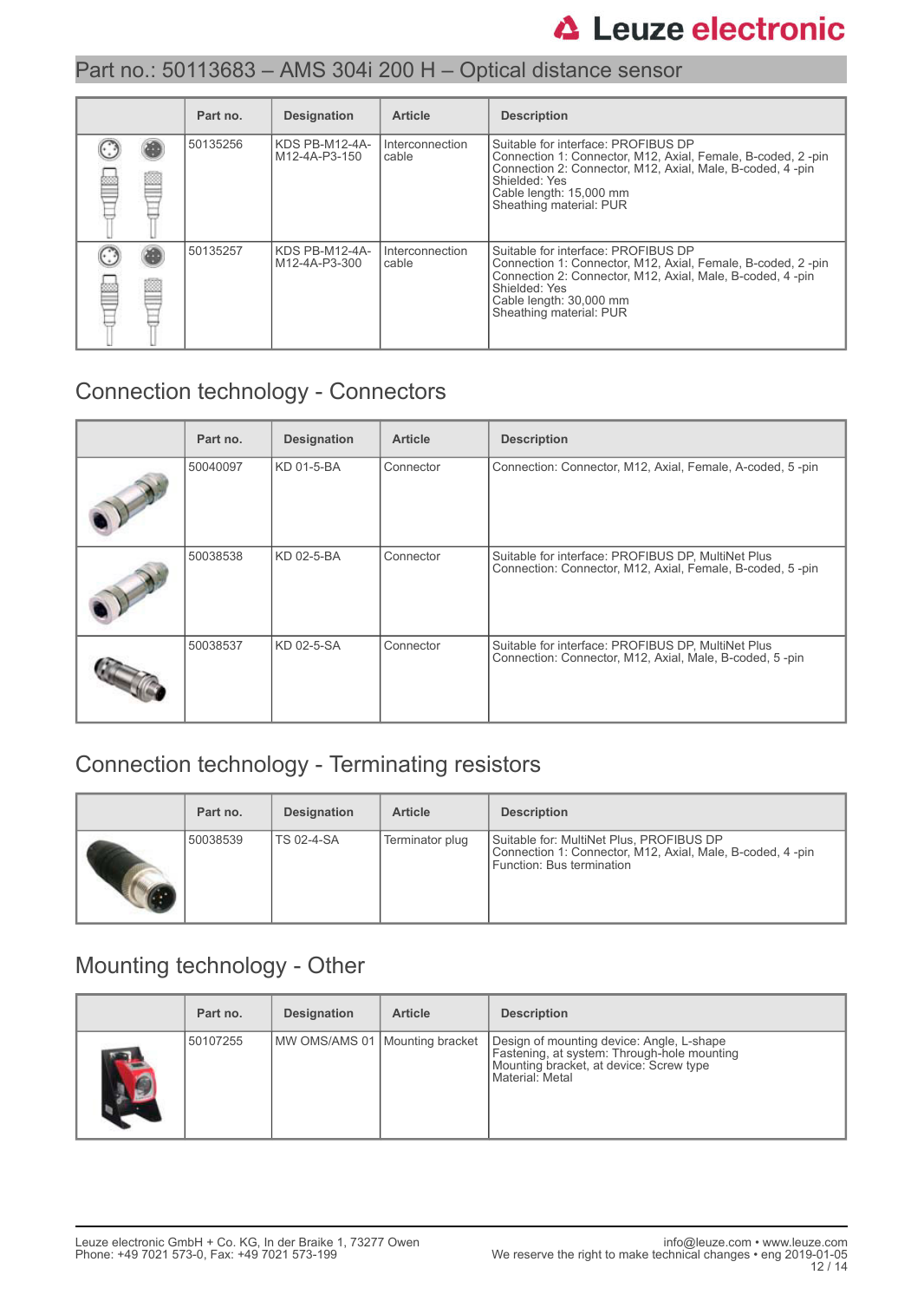## Part no.: 50113683 – AMS 304i 200 H – Optical distance sensor

| | Part no. | Designation | Article | Description |
|---|---|---|---|---|
| | 50135256 | KDS PB-M12-4A-M12-4A-P3-150 | Interconnection cable | Suitable for interface: PROFIBUS DP<br>Connection 1: Connector, M12, Axial, Female, B-coded, 2 -pin<br>Connection 2: Connector, M12, Axial, Male, B-coded, 4 -pin<br>Shielded: Yes<br>Cable length: 15,000 mm<br>Sheathing material: PUR |
| | 50135257 | KDS PB-M12-4A-M12-4A-P3-300 | Interconnection cable | Suitable for interface: PROFIBUS DP<br>Connection 1: Connector, M12, Axial, Female, B-coded, 2 -pin<br>Connection 2: Connector, M12, Axial, Male, B-coded, 4 -pin<br>Shielded: Yes<br>Cable length: 30,000 mm<br>Sheathing material: PUR |

## Connection technology - Connectors

| | Part no. | Designation | Article | Description |
|---|---|---|---|---|
| | 50040097 | KD 01-5-BA | Connector | Connection: Connector, M12, Axial, Female, A-coded, 5 -pin |
| | 50038538 | KD 02-5-BA | Connector | Suitable for interface: PROFIBUS DP, MultiNet Plus<br>Connection: Connector, M12, Axial, Female, B-coded, 5 -pin |
| | 50038537 | KD 02-5-SA | Connector | Suitable for interface: PROFIBUS DP, MultiNet Plus<br>Connection: Connector, M12, Axial, Male, B-coded, 5 -pin |

## Connection technology - Terminating resistors

| | Part no. | Designation | Article | Description |
|---|---|---|---|---|
| | 50038539 | TS 02-4-SA | Terminator plug | Suitable for: MultiNet Plus, PROFIBUS DP<br>Connection 1: Connector, M12, Axial, Male, B-coded, 4 -pin<br>Function: Bus termination |

## Mounting technology - Other

| | Part no. | Designation | Article | Description |
|---|---|---|---|---|
| | 50107255 | MW OMS/AMS 01 | Mounting bracket | Design of mounting device: Angle, L-shape<br>Fastening, at system: Through-hole mounting<br>Mounting bracket, at device: Screw type<br>Material: Metal |

Leuze electronic GmbH + Co. KG, In der Braike 1, 73277 Owen
Phone: +49 7021 573-0, Fax: +49 7021 573-199

info@leuze.com • www.leuze.com
We reserve the right to make technical changes • eng 2019-01-05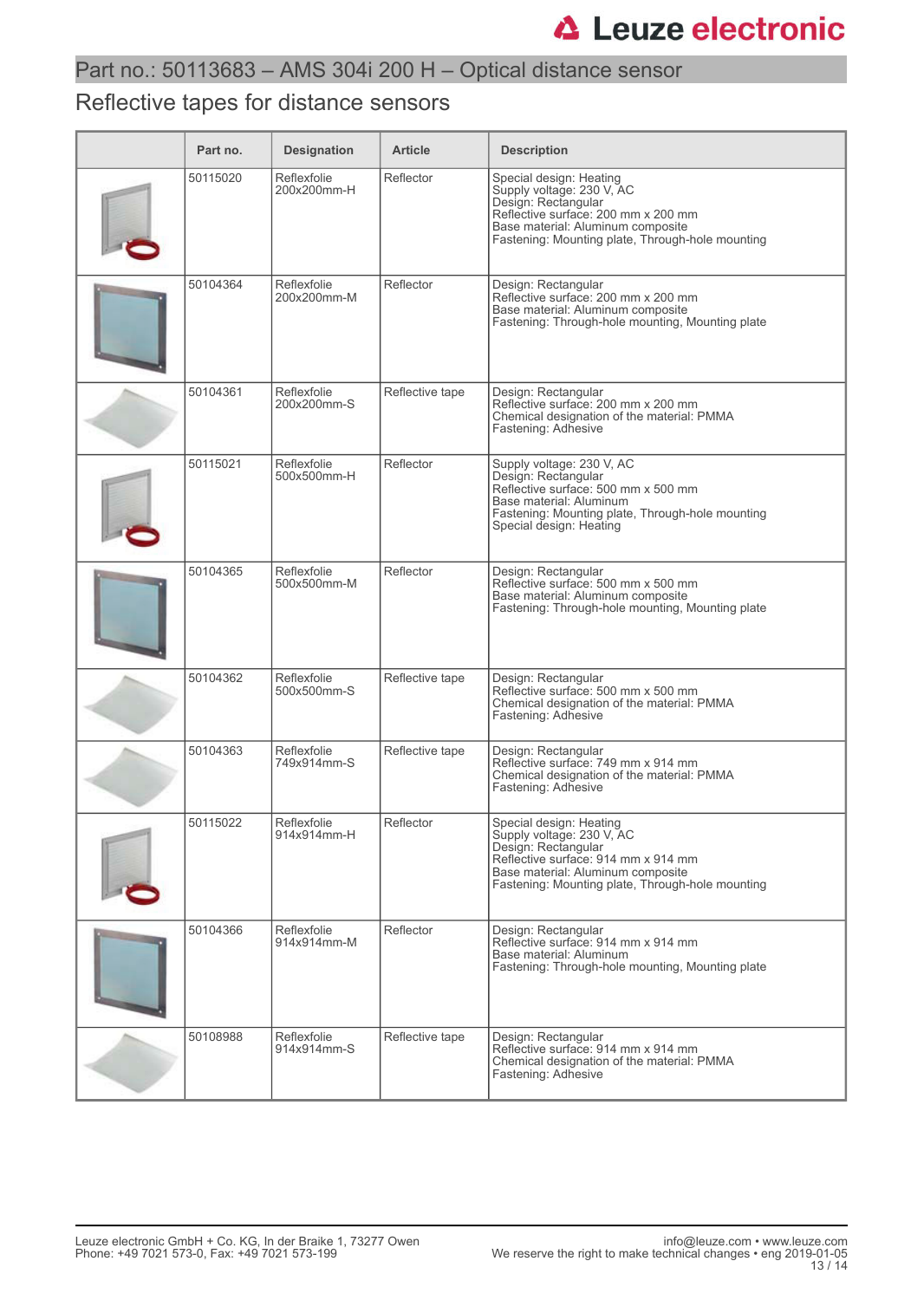# Part no.: 50113683 – AMS 304i 200 H – Optical distance sensor

## Reflective tapes for distance sensors

| | Part no. | Designation | Article | Description |
|---|---|---|---|---|
| | 50115020 | Reflexfolie 200x200mm-H | Reflector | Special design: Heating<br>Supply voltage: 230 V, AC<br>Design: Rectangular<br>Reflective surface: 200 mm x 200 mm<br>Base material: Aluminum composite<br>Fastening: Mounting plate, Through-hole mounting |
| | 50104364 | Reflexfolie 200x200mm-M | Reflector | Design: Rectangular<br>Reflective surface: 200 mm x 200 mm<br>Base material: Aluminum composite<br>Fastening: Through-hole mounting, Mounting plate |
| | 50104361 | Reflexfolie 200x200mm-S | Reflective tape | Design: Rectangular<br>Reflective surface: 200 mm x 200 mm<br>Chemical designation of the material: PMMA<br>Fastening: Adhesive |
| | 50115021 | Reflexfolie 500x500mm-H | Reflector | Supply voltage: 230 V, AC<br>Design: Rectangular<br>Reflective surface: 500 mm x 500 mm<br>Base material: Aluminum<br>Fastening: Mounting plate, Through-hole mounting<br>Special design: Heating |
| | 50104365 | Reflexfolie 500x500mm-M | Reflector | Design: Rectangular<br>Reflective surface: 500 mm x 500 mm<br>Base material: Aluminum composite<br>Fastening: Through-hole mounting, Mounting plate |
| | 50104362 | Reflexfolie 500x500mm-S | Reflective tape | Design: Rectangular<br>Reflective surface: 500 mm x 500 mm<br>Chemical designation of the material: PMMA<br>Fastening: Adhesive |
| | 50104363 | Reflexfolie 749x914mm-S | Reflective tape | Design: Rectangular<br>Reflective surface: 749 mm x 914 mm<br>Chemical designation of the material: PMMA<br>Fastening: Adhesive |
| | 50115022 | Reflexfolie 914x914mm-H | Reflector | Special design: Heating<br>Supply voltage: 230 V, AC<br>Design: Rectangular<br>Reflective surface: 914 mm x 914 mm<br>Base material: Aluminum composite<br>Fastening: Mounting plate, Through-hole mounting |
| | 50104366 | Reflexfolie 914x914mm-M | Reflector | Design: Rectangular<br>Reflective surface: 914 mm x 914 mm<br>Base material: Aluminum<br>Fastening: Through-hole mounting, Mounting plate |
| | 50108988 | Reflexfolie 914x914mm-S | Reflective tape | Design: Rectangular<br>Reflective surface: 914 mm x 914 mm<br>Chemical designation of the material: PMMA<br>Fastening: Adhesive |

Leuze electronic GmbH + Co. KG, In der Braike 1, 73277 Owen
Phone: +49 7021 573-0, Fax: +49 7021 573-199

info@leuze.com • www.leuze.com
We reserve the right to make technical changes • eng 2019-01-05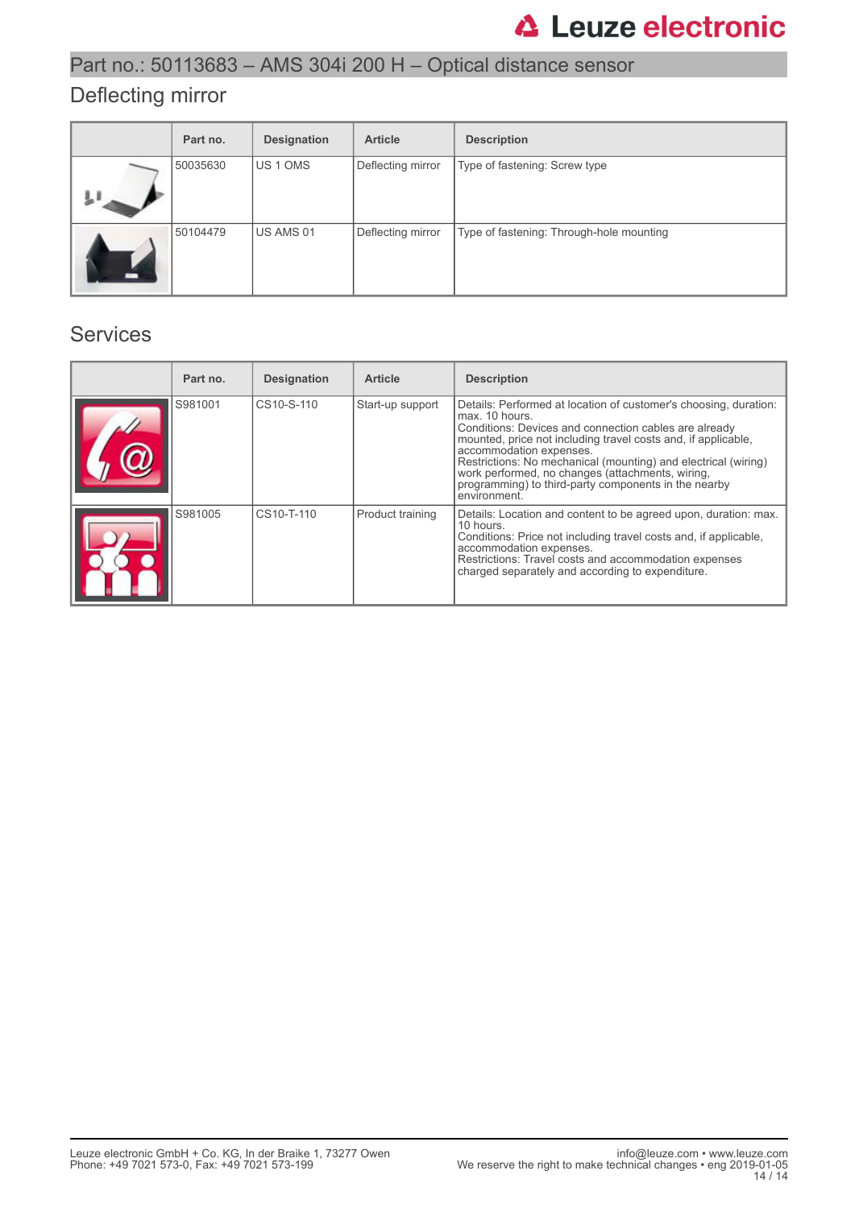## Part no.: 50113683 – AMS 304i 200 H – Optical distance sensor

### Deflecting mirror

| | Part no. | Designation | Article | Description |
|---|---|---|---|---|
| | 50035630 | US 1 OMS | Deflecting mirror | Type of fastening: Screw type |
| | 50104479 | US AMS 01 | Deflecting mirror | Type of fastening: Through-hole mounting |

### Services

| | Part no. | Designation | Article | Description |
|---|---|---|---|---|
| | S981001 | CS10-S-110 | Start-up support | Details: Performed at location of customer's choosing, duration: max. 10 hours.<br>Conditions: Devices and connection cables are already mounted, price not including travel costs and, if applicable, accommodation expenses.<br>Restrictions: No mechanical (mounting) and electrical (wiring) work performed, no changes (attachments, wiring, programming) to third-party components in the nearby environment. |
| | S981005 | CS10-T-110 | Product training | Details: Location and content to be agreed upon, duration: max. 10 hours.<br>Conditions: Price not including travel costs and, if applicable, accommodation expenses.<br>Restrictions: Travel costs and accommodation expenses charged separately and according to expenditure. |

Leuze electronic GmbH + Co. KG, In der Braike 1, 73277 Owen
Phone: +49 7021 573-0, Fax: +49 7021 573-199

info@leuze.com • www.leuze.com
We reserve the right to make technical changes • eng 2019-01-05